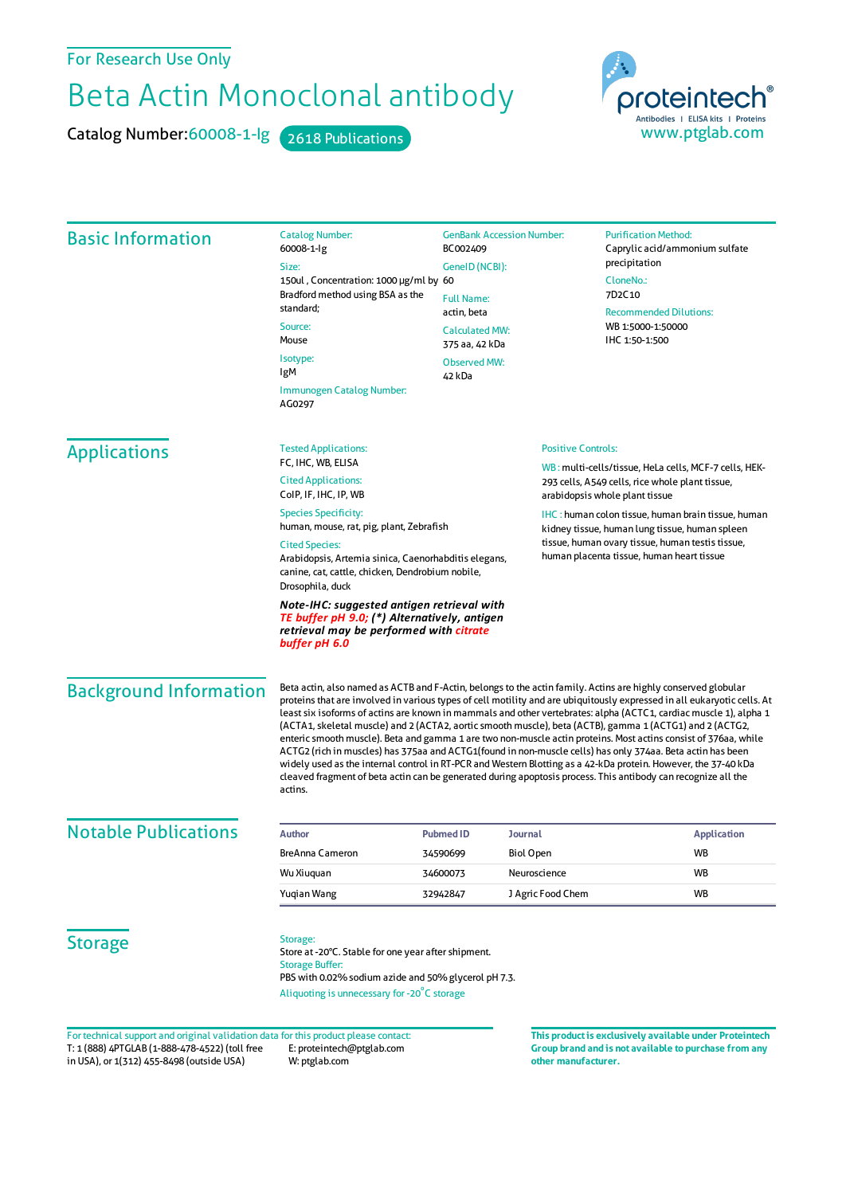For Research Use Only

# Beta Actin Monoclonal antibody

**Catalog Number:** 60008-1-Ig    2618 Publications

proteintech®
Antibodies | ELISA kits | Proteins
www.ptglab.com

## Basic Information

**Catalog Number:**
60008-1-Ig

**Size:**
150ul , Concentration: 1000 μg/ml by Bradford method using BSA as the standard;

**Source:**
Mouse

**Isotype:**
IgM

**Immunogen Catalog Number:**
AG0297

**GenBank Accession Number:**
BC002409

**GeneID (NCBI):**
60

**Full Name:**
actin, beta

**Calculated MW:**
375 aa, 42 kDa

**Observed MW:**
42 kDa

**Purification Method:**
Caprylic acid/ammonium sulfate precipitation

**CloneNo.:**
7D2C10

**Recommended Dilutions:**
WB 1:5000-1:50000
IHC 1:50-1:500

## Applications

**Tested Applications:**
FC, IHC, WB, ELISA

**Cited Applications:**
CoIP, IF, IHC, IP, WB

**Species Specificity:**
human, mouse, rat, pig, plant, Zebrafish

**Cited Species:**
Arabidopsis, Artemia sinica, Caenorhabditis elegans, canine, cat, cattle, chicken, Dendrobium nobile, Drosophila, duck

***Note-IHC: suggested antigen retrieval with TE buffer pH 9.0; (\*) Alternatively, antigen retrieval may be performed with citrate buffer pH 6.0***

**Positive Controls:**

WB : multi-cells/tissue, HeLa cells, MCF-7 cells, HEK-293 cells, A549 cells, rice whole plant tissue, arabidopsis whole plant tissue

IHC : human colon tissue, human brain tissue, human kidney tissue, human lung tissue, human spleen tissue, human ovary tissue, human testis tissue, human placenta tissue, human heart tissue

## Background Information

Beta actin, also named as ACTB and F-Actin, belongs to the actin family. Actins are highly conserved globular proteins that are involved in various types of cell motility and are ubiquitously expressed in all eukaryotic cells. At least six isoforms of actins are known in mammals and other vertebrates: alpha (ACTC1, cardiac muscle 1), alpha 1 (ACTA1, skeletal muscle) and 2 (ACTA2, aortic smooth muscle), beta (ACTB), gamma 1 (ACTG1) and 2 (ACTG2, enteric smooth muscle). Beta and gamma 1 are two non-muscle actin proteins. Most actins consist of 376aa, while ACTG2 (rich in muscles) has 375aa and ACTG1(found in non-muscle cells) has only 374aa. Beta actin has been widely used as the internal control in RT-PCR and Western Blotting as a 42-kDa protein. However, the 37-40 kDa cleaved fragment of beta actin can be generated during apoptosis process. This antibody can recognize all the actins.

## Notable Publications

| Author | Pubmed ID | Journal | Application |
|---|---|---|---|
| BreAnna Cameron | 34590699 | Biol Open | WB |
| Wu Xiuquan | 34600073 | Neuroscience | WB |
| Yuqian Wang | 32942847 | J Agric Food Chem | WB |

## Storage

**Storage:**
Store at -20°C. Stable for one year after shipment.

**Storage Buffer:**
PBS with 0.02% sodium azide and 50% glycerol pH 7.3.

Aliquoting is unnecessary for -20°C storage

For technical support and original validation data for this product please contact:
T: 1 (888) 4PTGLAB (1-888-478-4522) (toll free in USA), or 1(312) 455-8498 (outside USA)
E: proteintech@ptglab.com
W: ptglab.com

**This product is exclusively available under Proteintech Group brand and is not available to purchase from any other manufacturer.**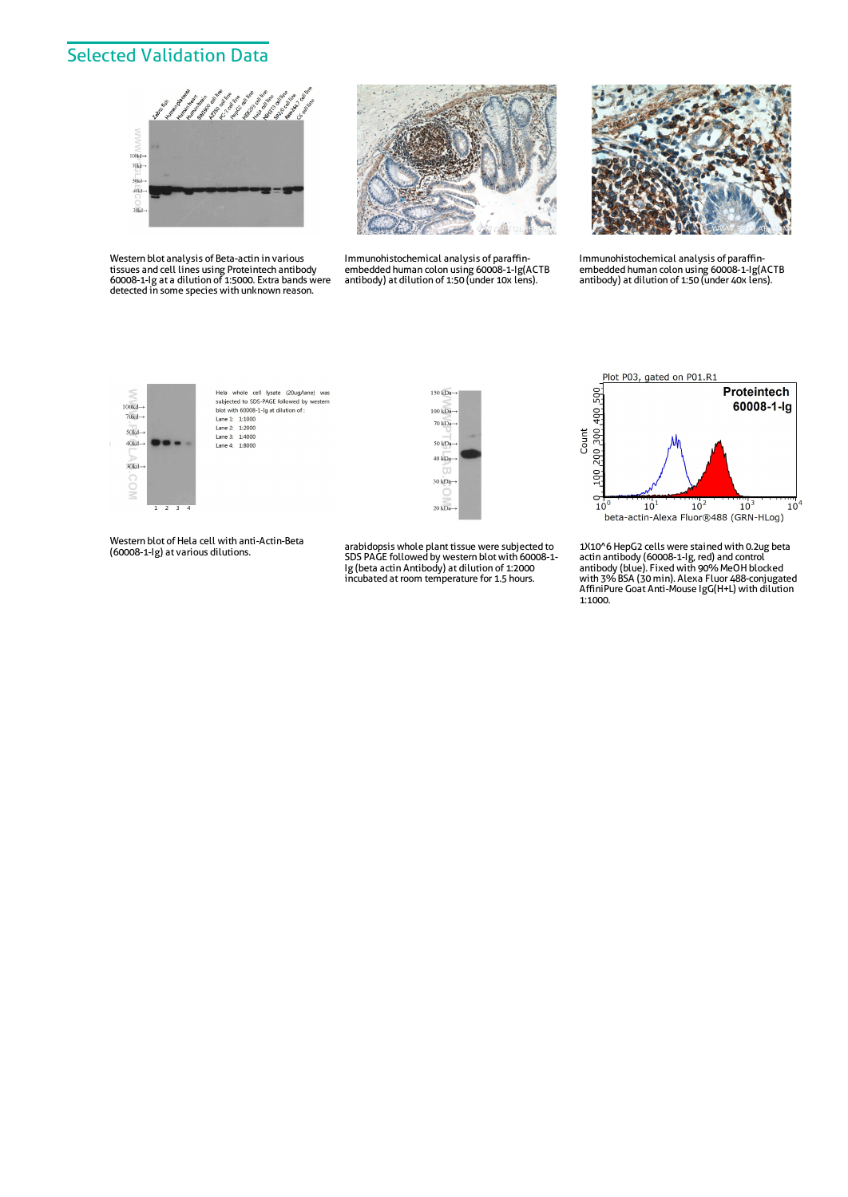## Selected Validation Data

Western blot analysis of Beta-actin in various tissues and cell lines using Proteintech antibody 60008-1-Ig at a dilution of 1:5000. Extra bands were detected in some species with unknown reason.

Immunohistochemical analysis of paraffin-embedded human colon using 60008-1-Ig(ACTB antibody) at dilution of 1:50 (under 10x lens).

Immunohistochemical analysis of paraffin-embedded human colon using 60008-1-Ig(ACTB antibody) at dilution of 1:50 (under 40x lens).

Hela whole cell lysate (20ug/lane) was subjected to SDS-PAGE followed by western blot with 60008-1-Ig at dilution of :

Lane 1: 1:1000

Lane 2: 1:2000

Lane 3: 1:4000

Lane 4: 1:8000

Western blot of Hela cell with anti-Actin-Beta (60008-1-Ig) at various dilutions.

arabidopsis whole plant tissue were subjected to SDS PAGE followed by western blot with 60008-1-Ig (beta actin Antibody) at dilution of 1:2000 incubated at room temperature for 1.5 hours.

Plot P03, gated on P01.R1

Proteintech 60008-1-Ig

1X10^6 HepG2 cells were stained with 0.2ug beta actin antibody (60008-1-Ig, red) and control antibody (blue). Fixed with 90% MeOH blocked with 3% BSA (30 min). Alexa Fluor 488-conjugated AffiniPure Goat Anti-Mouse IgG(H+L) with dilution 1:1000.